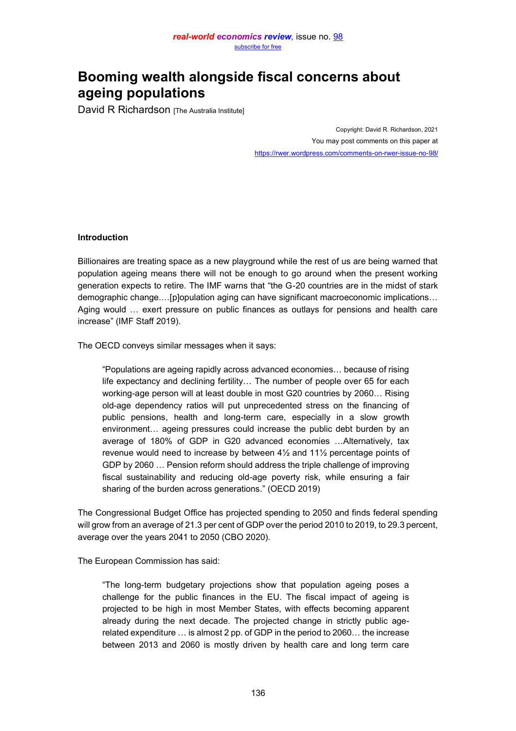# Booming wealth alongside fiscal concerns about ageing populations

David R Richardson [The Australia Institute]

Copyright: David R. Richardson, 2021
You may post comments on this paper at
https://rwer.wordpress.com/comments-on-rwer-issue-no-98/

## Introduction

Billionaires are treating space as a new playground while the rest of us are being warned that population ageing means there will not be enough to go around when the present working generation expects to retire. The IMF warns that "the G-20 countries are in the midst of stark demographic change.…[p]opulation aging can have significant macroeconomic implications… Aging would … exert pressure on public finances as outlays for pensions and health care increase" (IMF Staff 2019).

The OECD conveys similar messages when it says:

> "Populations are ageing rapidly across advanced economies… because of rising life expectancy and declining fertility… The number of people over 65 for each working-age person will at least double in most G20 countries by 2060… Rising old-age dependency ratios will put unprecedented stress on the financing of public pensions, health and long-term care, especially in a slow growth environment… ageing pressures could increase the public debt burden by an average of 180% of GDP in G20 advanced economies …Alternatively, tax revenue would need to increase by between 4½ and 11½ percentage points of GDP by 2060 … Pension reform should address the triple challenge of improving fiscal sustainability and reducing old-age poverty risk, while ensuring a fair sharing of the burden across generations." (OECD 2019)

The Congressional Budget Office has projected spending to 2050 and finds federal spending will grow from an average of 21.3 per cent of GDP over the period 2010 to 2019, to 29.3 percent, average over the years 2041 to 2050 (CBO 2020).

The European Commission has said:

> "The long-term budgetary projections show that population ageing poses a challenge for the public finances in the EU. The fiscal impact of ageing is projected to be high in most Member States, with effects becoming apparent already during the next decade. The projected change in strictly public age-related expenditure … is almost 2 pp. of GDP in the period to 2060… the increase between 2013 and 2060 is mostly driven by health care and long term care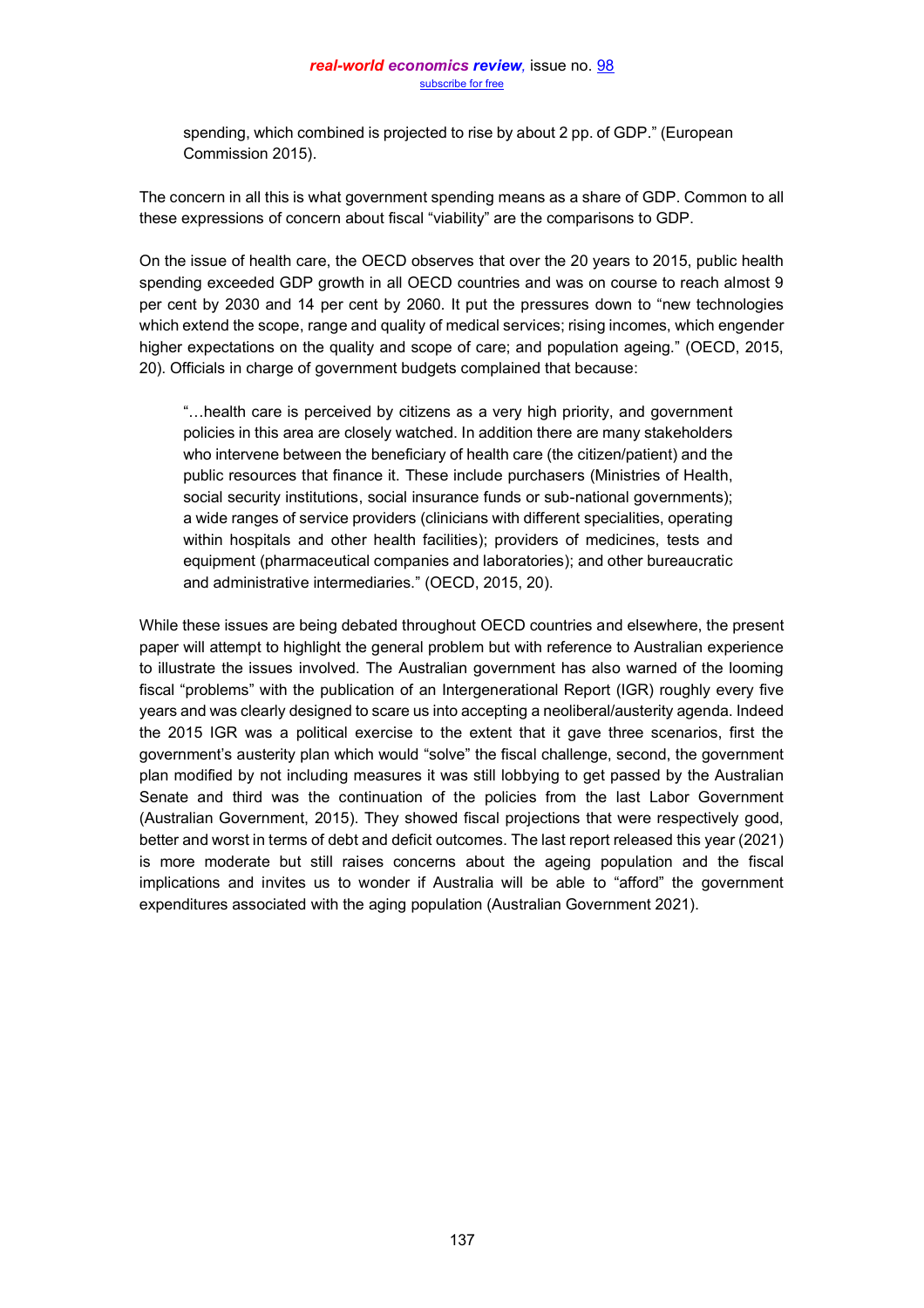> spending, which combined is projected to rise by about 2 pp. of GDP." (European Commission 2015).

The concern in all this is what government spending means as a share of GDP. Common to all these expressions of concern about fiscal "viability" are the comparisons to GDP.

On the issue of health care, the OECD observes that over the 20 years to 2015, public health spending exceeded GDP growth in all OECD countries and was on course to reach almost 9 per cent by 2030 and 14 per cent by 2060. It put the pressures down to "new technologies which extend the scope, range and quality of medical services; rising incomes, which engender higher expectations on the quality and scope of care; and population ageing." (OECD, 2015, 20). Officials in charge of government budgets complained that because:

> "…health care is perceived by citizens as a very high priority, and government policies in this area are closely watched. In addition there are many stakeholders who intervene between the beneficiary of health care (the citizen/patient) and the public resources that finance it. These include purchasers (Ministries of Health, social security institutions, social insurance funds or sub-national governments); a wide ranges of service providers (clinicians with different specialities, operating within hospitals and other health facilities); providers of medicines, tests and equipment (pharmaceutical companies and laboratories); and other bureaucratic and administrative intermediaries." (OECD, 2015, 20).

While these issues are being debated throughout OECD countries and elsewhere, the present paper will attempt to highlight the general problem but with reference to Australian experience to illustrate the issues involved. The Australian government has also warned of the looming fiscal "problems" with the publication of an Intergenerational Report (IGR) roughly every five years and was clearly designed to scare us into accepting a neoliberal/austerity agenda. Indeed the 2015 IGR was a political exercise to the extent that it gave three scenarios, first the government's austerity plan which would "solve" the fiscal challenge, second, the government plan modified by not including measures it was still lobbying to get passed by the Australian Senate and third was the continuation of the policies from the last Labor Government (Australian Government, 2015). They showed fiscal projections that were respectively good, better and worst in terms of debt and deficit outcomes. The last report released this year (2021) is more moderate but still raises concerns about the ageing population and the fiscal implications and invites us to wonder if Australia will be able to "afford" the government expenditures associated with the aging population (Australian Government 2021).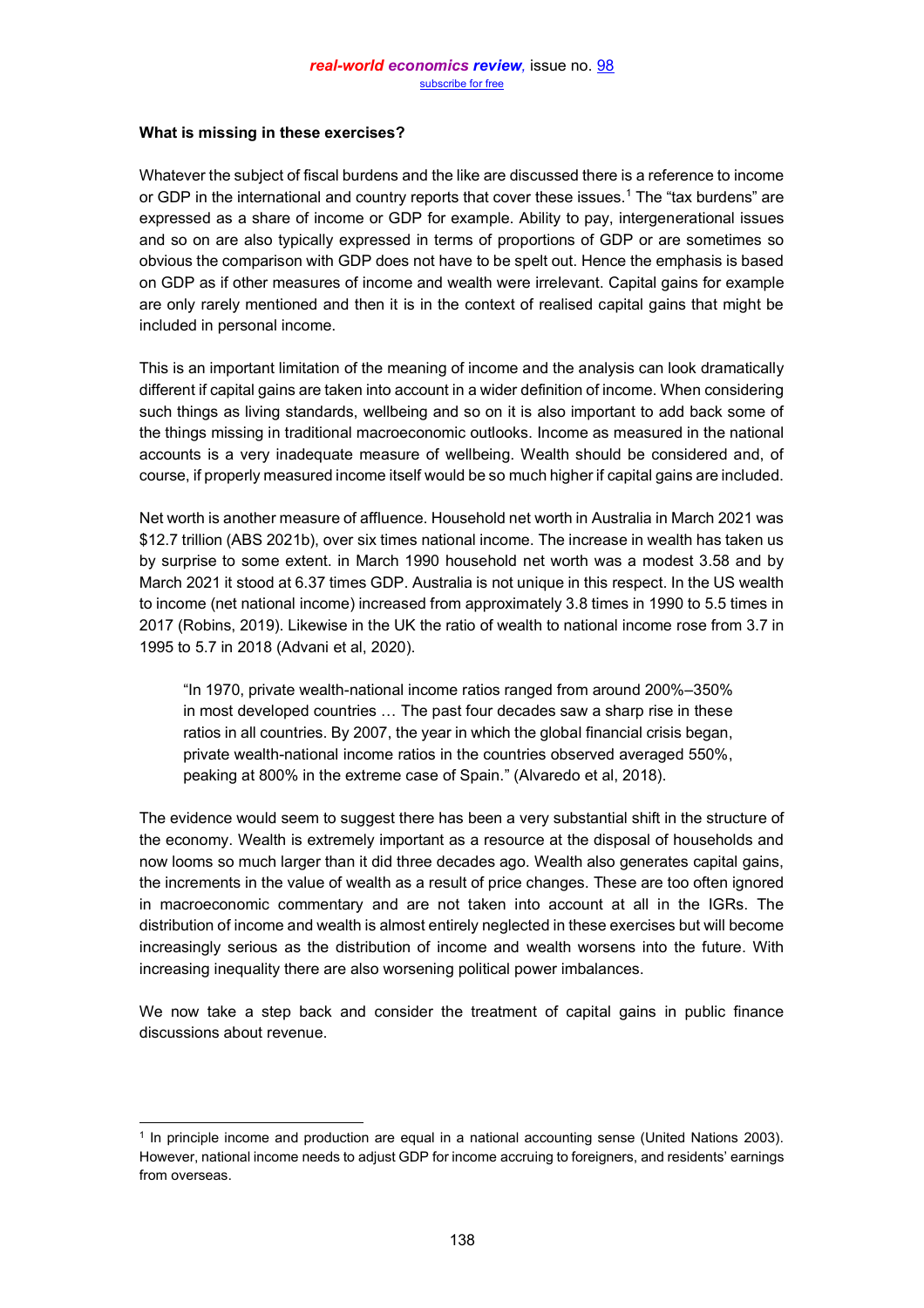**What is missing in these exercises?**

Whatever the subject of fiscal burdens and the like are discussed there is a reference to income or GDP in the international and country reports that cover these issues.[1] The "tax burdens" are expressed as a share of income or GDP for example. Ability to pay, intergenerational issues and so on are also typically expressed in terms of proportions of GDP or are sometimes so obvious the comparison with GDP does not have to be spelt out. Hence the emphasis is based on GDP as if other measures of income and wealth were irrelevant. Capital gains for example are only rarely mentioned and then it is in the context of realised capital gains that might be included in personal income.

This is an important limitation of the meaning of income and the analysis can look dramatically different if capital gains are taken into account in a wider definition of income. When considering such things as living standards, wellbeing and so on it is also important to add back some of the things missing in traditional macroeconomic outlooks. Income as measured in the national accounts is a very inadequate measure of wellbeing. Wealth should be considered and, of course, if properly measured income itself would be so much higher if capital gains are included.

Net worth is another measure of affluence. Household net worth in Australia in March 2021 was $12.7 trillion (ABS 2021b), over six times national income. The increase in wealth has taken us by surprise to some extent. in March 1990 household net worth was a modest 3.58 and by March 2021 it stood at 6.37 times GDP. Australia is not unique in this respect. In the US wealth to income (net national income) increased from approximately 3.8 times in 1990 to 5.5 times in 2017 (Robins, 2019). Likewise in the UK the ratio of wealth to national income rose from 3.7 in 1995 to 5.7 in 2018 (Advani et al, 2020).

> "In 1970, private wealth-national income ratios ranged from around 200%–350% in most developed countries … The past four decades saw a sharp rise in these ratios in all countries. By 2007, the year in which the global financial crisis began, private wealth-national income ratios in the countries observed averaged 550%, peaking at 800% in the extreme case of Spain." (Alvaredo et al, 2018).

The evidence would seem to suggest there has been a very substantial shift in the structure of the economy. Wealth is extremely important as a resource at the disposal of households and now looms so much larger than it did three decades ago. Wealth also generates capital gains, the increments in the value of wealth as a result of price changes. These are too often ignored in macroeconomic commentary and are not taken into account at all in the IGRs. The distribution of income and wealth is almost entirely neglected in these exercises but will become increasingly serious as the distribution of income and wealth worsens into the future. With increasing inequality there are also worsening political power imbalances.

We now take a step back and consider the treatment of capital gains in public finance discussions about revenue.

---

[1] In principle income and production are equal in a national accounting sense (United Nations 2003). However, national income needs to adjust GDP for income accruing to foreigners, and residents' earnings from overseas.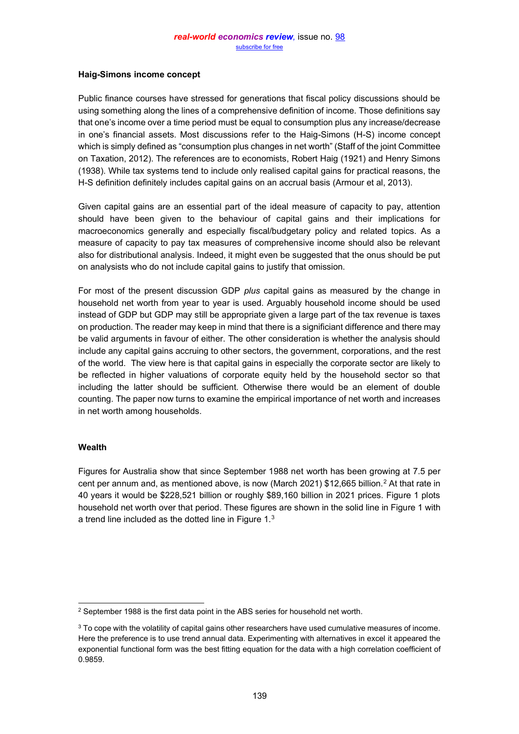### Haig-Simons income concept

Public finance courses have stressed for generations that fiscal policy discussions should be using something along the lines of a comprehensive definition of income. Those definitions say that one's income over a time period must be equal to consumption plus any increase/decrease in one's financial assets. Most discussions refer to the Haig-Simons (H-S) income concept which is simply defined as "consumption plus changes in net worth" (Staff of the joint Committee on Taxation, 2012). The references are to economists, Robert Haig (1921) and Henry Simons (1938). While tax systems tend to include only realised capital gains for practical reasons, the H-S definition definitely includes capital gains on an accrual basis (Armour et al, 2013).

Given capital gains are an essential part of the ideal measure of capacity to pay, attention should have been given to the behaviour of capital gains and their implications for macroeconomics generally and especially fiscal/budgetary policy and related topics. As a measure of capacity to pay tax measures of comprehensive income should also be relevant also for distributional analysis. Indeed, it might even be suggested that the onus should be put on analysts who do not include capital gains to justify that omission.

For most of the present discussion GDP *plus* capital gains as measured by the change in household net worth from year to year is used. Arguably household income should be used instead of GDP but GDP may still be appropriate given a large part of the tax revenue is taxes on production. The reader may keep in mind that there is a significiant difference and there may be valid arguments in favour of either. The other consideration is whether the analysis should include any capital gains accruing to other sectors, the government, corporations, and the rest of the world. The view here is that capital gains in especially the corporate sector are likely to be reflected in higher valuations of corporate equity held by the household sector so that including the latter should be sufficient. Otherwise there would be an element of double counting. The paper now turns to examine the empirical importance of net worth and increases in net worth among households.

### Wealth

Figures for Australia show that since September 1988 net worth has been growing at 7.5 per cent per annum and, as mentioned above, is now (March 2021) $12,665 billion.[2] At that rate in 40 years it would be $228,521 billion or roughly $89,160 billion in 2021 prices. Figure 1 plots household net worth over that period. These figures are shown in the solid line in Figure 1 with a trend line included as the dotted line in Figure 1.[3]

---

[2] September 1988 is the first data point in the ABS series for household net worth.

[3] To cope with the volatility of capital gains other researchers have used cumulative measures of income. Here the preference is to use trend annual data. Experimenting with alternatives in excel it appeared the exponential functional form was the best fitting equation for the data with a high correlation coefficient of 0.9859.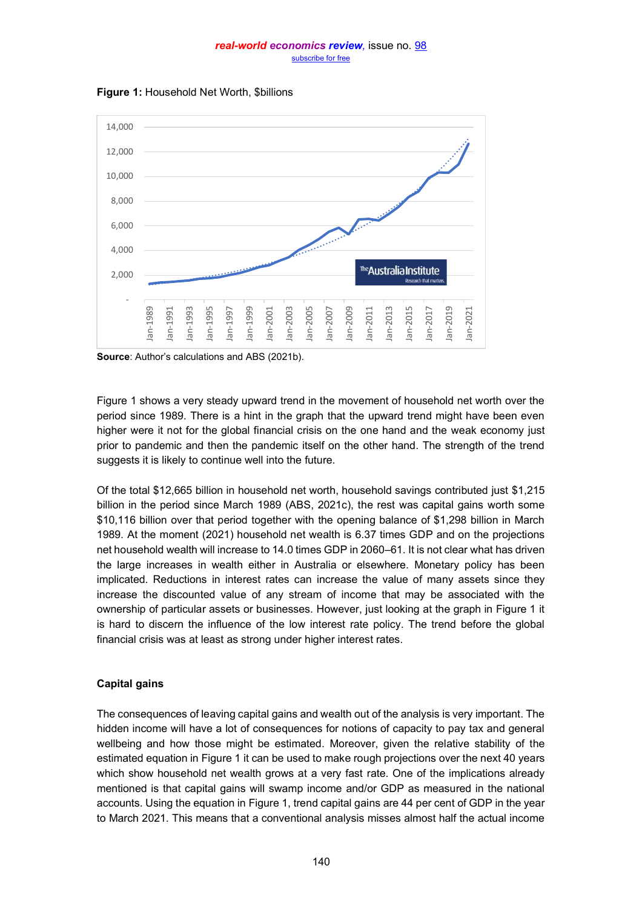**Figure 1:** Household Net Worth, $billions

**Source**: Author's calculations and ABS (2021b).

Figure 1 shows a very steady upward trend in the movement of household net worth over the period since 1989. There is a hint in the graph that the upward trend might have been even higher were it not for the global financial crisis on the one hand and the weak economy just prior to pandemic and then the pandemic itself on the other hand. The strength of the trend suggests it is likely to continue well into the future.

Of the total $12,665 billion in household net worth, household savings contributed just $1,215 billion in the period since March 1989 (ABS, 2021c), the rest was capital gains worth some $10,116 billion over that period together with the opening balance of $1,298 billion in March 1989. At the moment (2021) household net wealth is 6.37 times GDP and on the projections net household wealth will increase to 14.0 times GDP in 2060–61. It is not clear what has driven the large increases in wealth either in Australia or elsewhere. Monetary policy has been implicated. Reductions in interest rates can increase the value of many assets since they increase the discounted value of any stream of income that may be associated with the ownership of particular assets or businesses. However, just looking at the graph in Figure 1 it is hard to discern the influence of the low interest rate policy. The trend before the global financial crisis was at least as strong under higher interest rates.

### Capital gains

The consequences of leaving capital gains and wealth out of the analysis is very important. The hidden income will have a lot of consequences for notions of capacity to pay tax and general wellbeing and how those might be estimated. Moreover, given the relative stability of the estimated equation in Figure 1 it can be used to make rough projections over the next 40 years which show household net wealth grows at a very fast rate. One of the implications already mentioned is that capital gains will swamp income and/or GDP as measured in the national accounts. Using the equation in Figure 1, trend capital gains are 44 per cent of GDP in the year to March 2021. This means that a conventional analysis misses almost half the actual income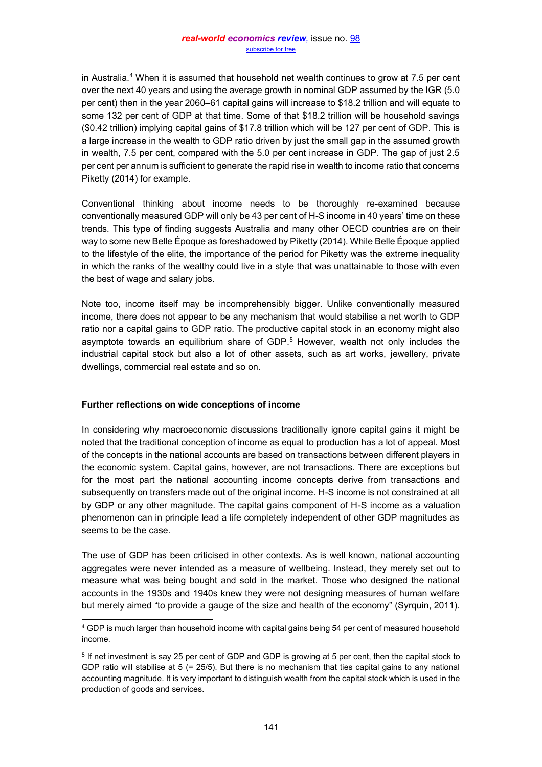in Australia.[4] When it is assumed that household net wealth continues to grow at 7.5 per cent over the next 40 years and using the average growth in nominal GDP assumed by the IGR (5.0 per cent) then in the year 2060–61 capital gains will increase to $18.2 trillion and will equate to some 132 per cent of GDP at that time. Some of that $18.2 trillion will be household savings ($0.42 trillion) implying capital gains of $17.8 trillion which will be 127 per cent of GDP. This is a large increase in the wealth to GDP ratio driven by just the small gap in the assumed growth in wealth, 7.5 per cent, compared with the 5.0 per cent increase in GDP. The gap of just 2.5 per cent per annum is sufficient to generate the rapid rise in wealth to income ratio that concerns Piketty (2014) for example.

Conventional thinking about income needs to be thoroughly re-examined because conventionally measured GDP will only be 43 per cent of H-S income in 40 years' time on these trends. This type of finding suggests Australia and many other OECD countries are on their way to some new Belle Époque as foreshadowed by Piketty (2014). While Belle Époque applied to the lifestyle of the elite, the importance of the period for Piketty was the extreme inequality in which the ranks of the wealthy could live in a style that was unattainable to those with even the best of wage and salary jobs.

Note too, income itself may be incomprehensibly bigger. Unlike conventionally measured income, there does not appear to be any mechanism that would stabilise a net worth to GDP ratio nor a capital gains to GDP ratio. The productive capital stock in an economy might also asymptote towards an equilibrium share of GDP.[5] However, wealth not only includes the industrial capital stock but also a lot of other assets, such as art works, jewellery, private dwellings, commercial real estate and so on.

### Further reflections on wide conceptions of income

In considering why macroeconomic discussions traditionally ignore capital gains it might be noted that the traditional conception of income as equal to production has a lot of appeal. Most of the concepts in the national accounts are based on transactions between different players in the economic system. Capital gains, however, are not transactions. There are exceptions but for the most part the national accounting income concepts derive from transactions and subsequently on transfers made out of the original income. H-S income is not constrained at all by GDP or any other magnitude. The capital gains component of H-S income as a valuation phenomenon can in principle lead a life completely independent of other GDP magnitudes as seems to be the case.

The use of GDP has been criticised in other contexts. As is well known, national accounting aggregates were never intended as a measure of wellbeing. Instead, they merely set out to measure what was being bought and sold in the market. Those who designed the national accounts in the 1930s and 1940s knew they were not designing measures of human welfare but merely aimed "to provide a gauge of the size and health of the economy" (Syrquin, 2011).

---

[4] GDP is much larger than household income with capital gains being 54 per cent of measured household income.

[5] If net investment is say 25 per cent of GDP and GDP is growing at 5 per cent, then the capital stock to GDP ratio will stabilise at 5 (= 25/5). But there is no mechanism that ties capital gains to any national accounting magnitude. It is very important to distinguish wealth from the capital stock which is used in the production of goods and services.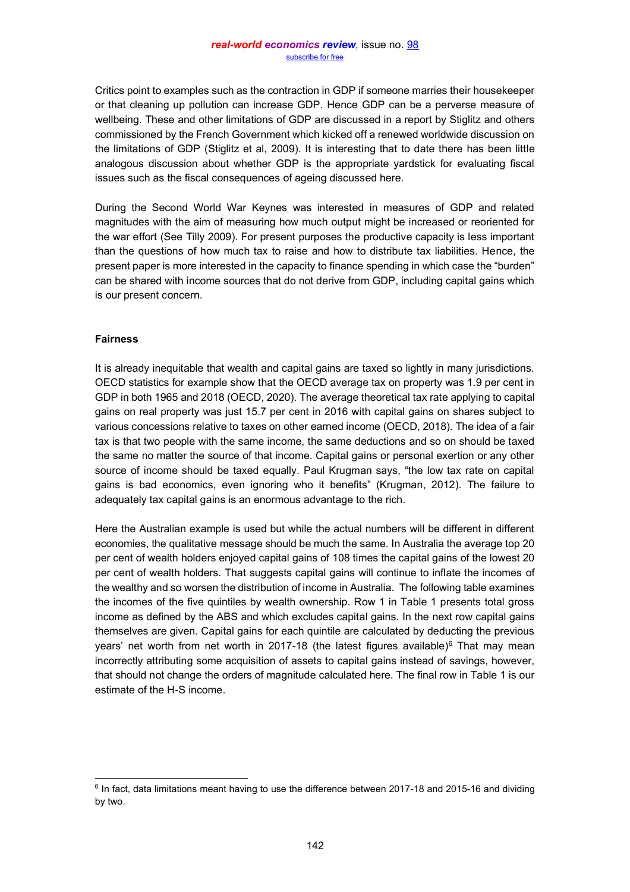Critics point to examples such as the contraction in GDP if someone marries their housekeeper or that cleaning up pollution can increase GDP. Hence GDP can be a perverse measure of wellbeing. These and other limitations of GDP are discussed in a report by Stiglitz and others commissioned by the French Government which kicked off a renewed worldwide discussion on the limitations of GDP (Stiglitz et al, 2009). It is interesting that to date there has been little analogous discussion about whether GDP is the appropriate yardstick for evaluating fiscal issues such as the fiscal consequences of ageing discussed here.

During the Second World War Keynes was interested in measures of GDP and related magnitudes with the aim of measuring how much output might be increased or reoriented for the war effort (See Tilly 2009). For present purposes the productive capacity is less important than the questions of how much tax to raise and how to distribute tax liabilities. Hence, the present paper is more interested in the capacity to finance spending in which case the "burden" can be shared with income sources that do not derive from GDP, including capital gains which is our present concern.

**Fairness**

It is already inequitable that wealth and capital gains are taxed so lightly in many jurisdictions. OECD statistics for example show that the OECD average tax on property was 1.9 per cent in GDP in both 1965 and 2018 (OECD, 2020). The average theoretical tax rate applying to capital gains on real property was just 15.7 per cent in 2016 with capital gains on shares subject to various concessions relative to taxes on other earned income (OECD, 2018). The idea of a fair tax is that two people with the same income, the same deductions and so on should be taxed the same no matter the source of that income. Capital gains or personal exertion or any other source of income should be taxed equally. Paul Krugman says, "the low tax rate on capital gains is bad economics, even ignoring who it benefits" (Krugman, 2012). The failure to adequately tax capital gains is an enormous advantage to the rich.

Here the Australian example is used but while the actual numbers will be different in different economies, the qualitative message should be much the same. In Australia the average top 20 per cent of wealth holders enjoyed capital gains of 108 times the capital gains of the lowest 20 per cent of wealth holders. That suggests capital gains will continue to inflate the incomes of the wealthy and so worsen the distribution of income in Australia. The following table examines the incomes of the five quintiles by wealth ownership. Row 1 in Table 1 presents total gross income as defined by the ABS and which excludes capital gains. In the next row capital gains themselves are given. Capital gains for each quintile are calculated by deducting the previous years' net worth from net worth in 2017-18 (the latest figures available)[6] That may mean incorrectly attributing some acquisition of assets to capital gains instead of savings, however, that should not change the orders of magnitude calculated here. The final row in Table 1 is our estimate of the H-S income.

[6] In fact, data limitations meant having to use the difference between 2017-18 and 2015-16 and dividing by two.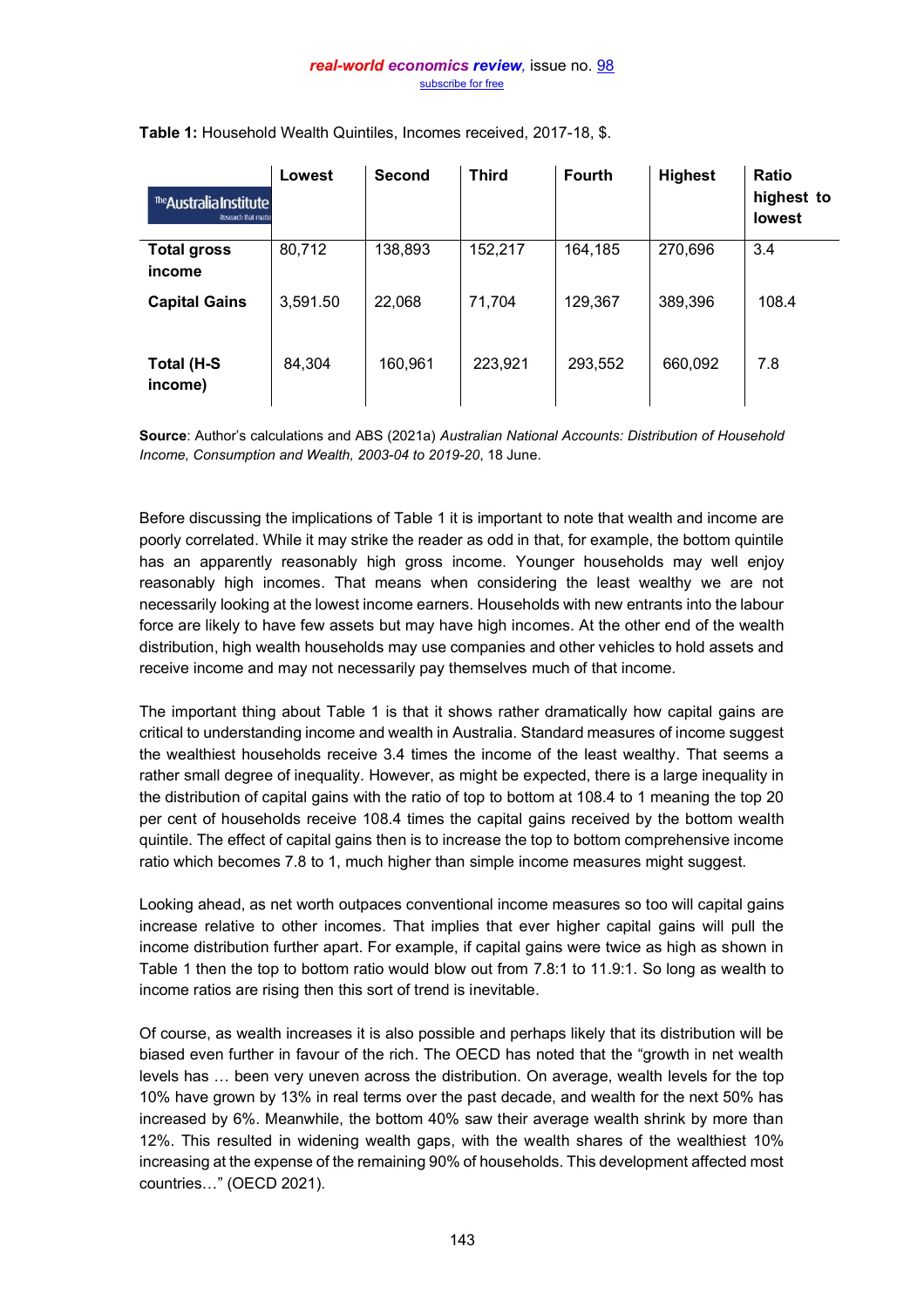**Table 1:** Household Wealth Quintiles, Incomes received, 2017-18, $.

| | Lowest | Second | Third | Fourth | Highest | Ratio highest to lowest |
|---|---|---|---|---|---|---|
| **Total gross income** | 80,712 | 138,893 | 152,217 | 164,185 | 270,696 | 3.4 |
| **Capital Gains** | 3,591.50 | 22,068 | 71,704 | 129,367 | 389,396 | 108.4 |
| **Total (H-S income)** | 84,304 | 160,961 | 223,921 | 293,552 | 660,092 | 7.8 |

**Source**: Author's calculations and ABS (2021a) *Australian National Accounts: Distribution of Household Income, Consumption and Wealth, 2003-04 to 2019-20*, 18 June.

Before discussing the implications of Table 1 it is important to note that wealth and income are poorly correlated. While it may strike the reader as odd in that, for example, the bottom quintile has an apparently reasonably high gross income. Younger households may well enjoy reasonably high incomes. That means when considering the least wealthy we are not necessarily looking at the lowest income earners. Households with new entrants into the labour force are likely to have few assets but may have high incomes. At the other end of the wealth distribution, high wealth households may use companies and other vehicles to hold assets and receive income and may not necessarily pay themselves much of that income.

The important thing about Table 1 is that it shows rather dramatically how capital gains are critical to understanding income and wealth in Australia. Standard measures of income suggest the wealthiest households receive 3.4 times the income of the least wealthy. That seems a rather small degree of inequality. However, as might be expected, there is a large inequality in the distribution of capital gains with the ratio of top to bottom at 108.4 to 1 meaning the top 20 per cent of households receive 108.4 times the capital gains received by the bottom wealth quintile. The effect of capital gains then is to increase the top to bottom comprehensive income ratio which becomes 7.8 to 1, much higher than simple income measures might suggest.

Looking ahead, as net worth outpaces conventional income measures so too will capital gains increase relative to other incomes. That implies that ever higher capital gains will pull the income distribution further apart. For example, if capital gains were twice as high as shown in Table 1 then the top to bottom ratio would blow out from 7.8:1 to 11.9:1. So long as wealth to income ratios are rising then this sort of trend is inevitable.

Of course, as wealth increases it is also possible and perhaps likely that its distribution will be biased even further in favour of the rich. The OECD has noted that the "growth in net wealth levels has … been very uneven across the distribution. On average, wealth levels for the top 10% have grown by 13% in real terms over the past decade, and wealth for the next 50% has increased by 6%. Meanwhile, the bottom 40% saw their average wealth shrink by more than 12%. This resulted in widening wealth gaps, with the wealth shares of the wealthiest 10% increasing at the expense of the remaining 90% of households. This development affected most countries…" (OECD 2021).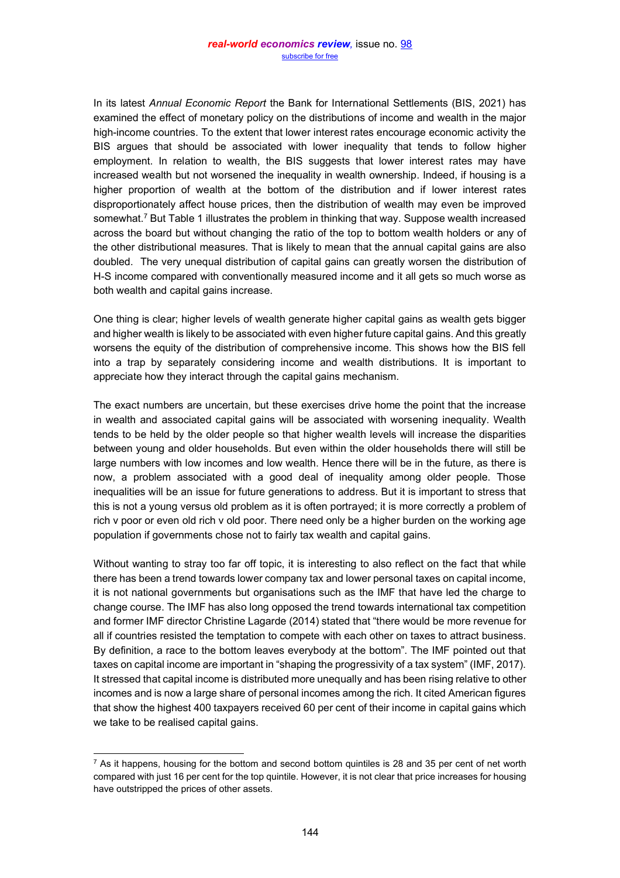In its latest *Annual Economic Report* the Bank for International Settlements (BIS, 2021) has examined the effect of monetary policy on the distributions of income and wealth in the major high-income countries. To the extent that lower interest rates encourage economic activity the BIS argues that should be associated with lower inequality that tends to follow higher employment. In relation to wealth, the BIS suggests that lower interest rates may have increased wealth but not worsened the inequality in wealth ownership. Indeed, if housing is a higher proportion of wealth at the bottom of the distribution and if lower interest rates disproportionately affect house prices, then the distribution of wealth may even be improved somewhat.[7] But Table 1 illustrates the problem in thinking that way. Suppose wealth increased across the board but without changing the ratio of the top to bottom wealth holders or any of the other distributional measures. That is likely to mean that the annual capital gains are also doubled. The very unequal distribution of capital gains can greatly worsen the distribution of H-S income compared with conventionally measured income and it all gets so much worse as both wealth and capital gains increase.

One thing is clear; higher levels of wealth generate higher capital gains as wealth gets bigger and higher wealth is likely to be associated with even higher future capital gains. And this greatly worsens the equity of the distribution of comprehensive income. This shows how the BIS fell into a trap by separately considering income and wealth distributions. It is important to appreciate how they interact through the capital gains mechanism.

The exact numbers are uncertain, but these exercises drive home the point that the increase in wealth and associated capital gains will be associated with worsening inequality. Wealth tends to be held by the older people so that higher wealth levels will increase the disparities between young and older households. But even within the older households there will still be large numbers with low incomes and low wealth. Hence there will be in the future, as there is now, a problem associated with a good deal of inequality among older people. Those inequalities will be an issue for future generations to address. But it is important to stress that this is not a young versus old problem as it is often portrayed; it is more correctly a problem of rich v poor or even old rich v old poor. There need only be a higher burden on the working age population if governments chose not to fairly tax wealth and capital gains.

Without wanting to stray too far off topic, it is interesting to also reflect on the fact that while there has been a trend towards lower company tax and lower personal taxes on capital income, it is not national governments but organisations such as the IMF that have led the charge to change course. The IMF has also long opposed the trend towards international tax competition and former IMF director Christine Lagarde (2014) stated that "there would be more revenue for all if countries resisted the temptation to compete with each other on taxes to attract business. By definition, a race to the bottom leaves everybody at the bottom". The IMF pointed out that taxes on capital income are important in "shaping the progressivity of a tax system" (IMF, 2017). It stressed that capital income is distributed more unequally and has been rising relative to other incomes and is now a large share of personal incomes among the rich. It cited American figures that show the highest 400 taxpayers received 60 per cent of their income in capital gains which we take to be realised capital gains.

---

[7] As it happens, housing for the bottom and second bottom quintiles is 28 and 35 per cent of net worth compared with just 16 per cent for the top quintile. However, it is not clear that price increases for housing have outstripped the prices of other assets.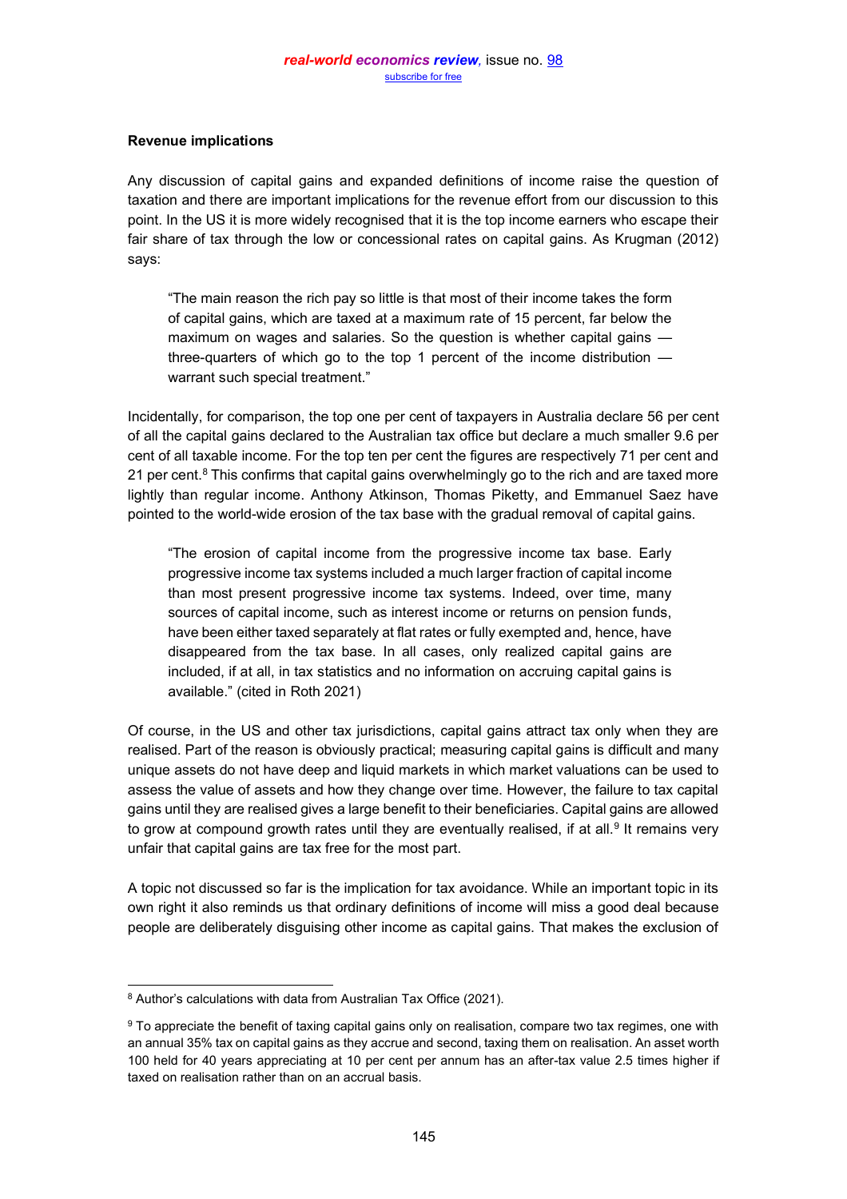**Revenue implications**

Any discussion of capital gains and expanded definitions of income raise the question of taxation and there are important implications for the revenue effort from our discussion to this point. In the US it is more widely recognised that it is the top income earners who escape their fair share of tax through the low or concessional rates on capital gains. As Krugman (2012) says:

> "The main reason the rich pay so little is that most of their income takes the form of capital gains, which are taxed at a maximum rate of 15 percent, far below the maximum on wages and salaries. So the question is whether capital gains — three-quarters of which go to the top 1 percent of the income distribution — warrant such special treatment."

Incidentally, for comparison, the top one per cent of taxpayers in Australia declare 56 per cent of all the capital gains declared to the Australian tax office but declare a much smaller 9.6 per cent of all taxable income. For the top ten per cent the figures are respectively 71 per cent and 21 per cent.[8] This confirms that capital gains overwhelmingly go to the rich and are taxed more lightly than regular income. Anthony Atkinson, Thomas Piketty, and Emmanuel Saez have pointed to the world-wide erosion of the tax base with the gradual removal of capital gains.

> "The erosion of capital income from the progressive income tax base. Early progressive income tax systems included a much larger fraction of capital income than most present progressive income tax systems. Indeed, over time, many sources of capital income, such as interest income or returns on pension funds, have been either taxed separately at flat rates or fully exempted and, hence, have disappeared from the tax base. In all cases, only realized capital gains are included, if at all, in tax statistics and no information on accruing capital gains is available." (cited in Roth 2021)

Of course, in the US and other tax jurisdictions, capital gains attract tax only when they are realised. Part of the reason is obviously practical; measuring capital gains is difficult and many unique assets do not have deep and liquid markets in which market valuations can be used to assess the value of assets and how they change over time. However, the failure to tax capital gains until they are realised gives a large benefit to their beneficiaries. Capital gains are allowed to grow at compound growth rates until they are eventually realised, if at all.[9] It remains very unfair that capital gains are tax free for the most part.

A topic not discussed so far is the implication for tax avoidance. While an important topic in its own right it also reminds us that ordinary definitions of income will miss a good deal because people are deliberately disguising other income as capital gains. That makes the exclusion of

---

[8] Author's calculations with data from Australian Tax Office (2021).

[9] To appreciate the benefit of taxing capital gains only on realisation, compare two tax regimes, one with an annual 35% tax on capital gains as they accrue and second, taxing them on realisation. An asset worth 100 held for 40 years appreciating at 10 per cent per annum has an after-tax value 2.5 times higher if taxed on realisation rather than on an accrual basis.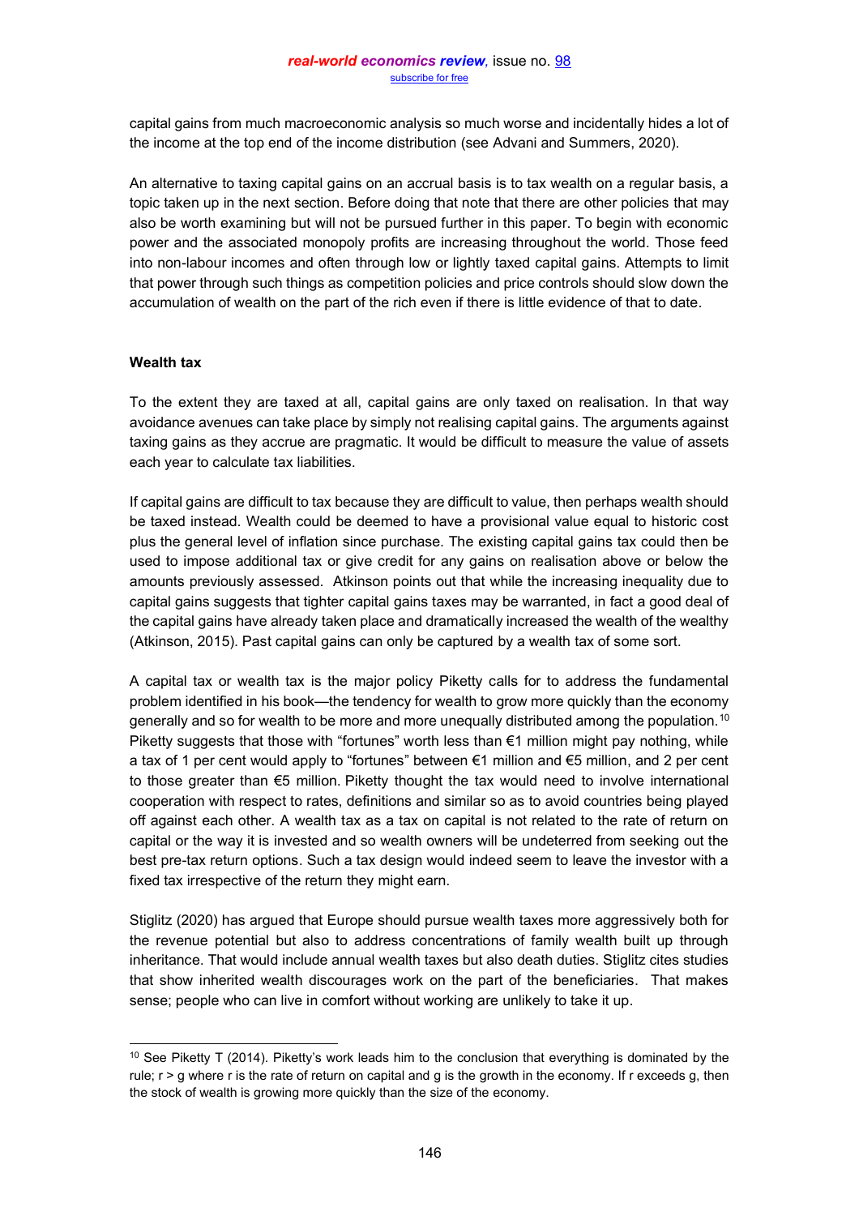capital gains from much macroeconomic analysis so much worse and incidentally hides a lot of the income at the top end of the income distribution (see Advani and Summers, 2020).

An alternative to taxing capital gains on an accrual basis is to tax wealth on a regular basis, a topic taken up in the next section. Before doing that note that there are other policies that may also be worth examining but will not be pursued further in this paper. To begin with economic power and the associated monopoly profits are increasing throughout the world. Those feed into non-labour incomes and often through low or lightly taxed capital gains. Attempts to limit that power through such things as competition policies and price controls should slow down the accumulation of wealth on the part of the rich even if there is little evidence of that to date.

**Wealth tax**

To the extent they are taxed at all, capital gains are only taxed on realisation. In that way avoidance avenues can take place by simply not realising capital gains. The arguments against taxing gains as they accrue are pragmatic. It would be difficult to measure the value of assets each year to calculate tax liabilities.

If capital gains are difficult to tax because they are difficult to value, then perhaps wealth should be taxed instead. Wealth could be deemed to have a provisional value equal to historic cost plus the general level of inflation since purchase. The existing capital gains tax could then be used to impose additional tax or give credit for any gains on realisation above or below the amounts previously assessed. Atkinson points out that while the increasing inequality due to capital gains suggests that tighter capital gains taxes may be warranted, in fact a good deal of the capital gains have already taken place and dramatically increased the wealth of the wealthy (Atkinson, 2015). Past capital gains can only be captured by a wealth tax of some sort.

A capital tax or wealth tax is the major policy Piketty calls for to address the fundamental problem identified in his book—the tendency for wealth to grow more quickly than the economy generally and so for wealth to be more and more unequally distributed among the population.[10] Piketty suggests that those with "fortunes" worth less than €1 million might pay nothing, while a tax of 1 per cent would apply to "fortunes" between €1 million and €5 million, and 2 per cent to those greater than €5 million. Piketty thought the tax would need to involve international cooperation with respect to rates, definitions and similar so as to avoid countries being played off against each other. A wealth tax as a tax on capital is not related to the rate of return on capital or the way it is invested and so wealth owners will be undeterred from seeking out the best pre-tax return options. Such a tax design would indeed seem to leave the investor with a fixed tax irrespective of the return they might earn.

Stiglitz (2020) has argued that Europe should pursue wealth taxes more aggressively both for the revenue potential but also to address concentrations of family wealth built up through inheritance. That would include annual wealth taxes but also death duties. Stiglitz cites studies that show inherited wealth discourages work on the part of the beneficiaries. That makes sense; people who can live in comfort without working are unlikely to take it up.

---

[10] See Piketty T (2014). Piketty's work leads him to the conclusion that everything is dominated by the rule; $r > g$ where $r$ is the rate of return on capital and $g$ is the growth in the economy. If $r$ exceeds $g$, then the stock of wealth is growing more quickly than the size of the economy.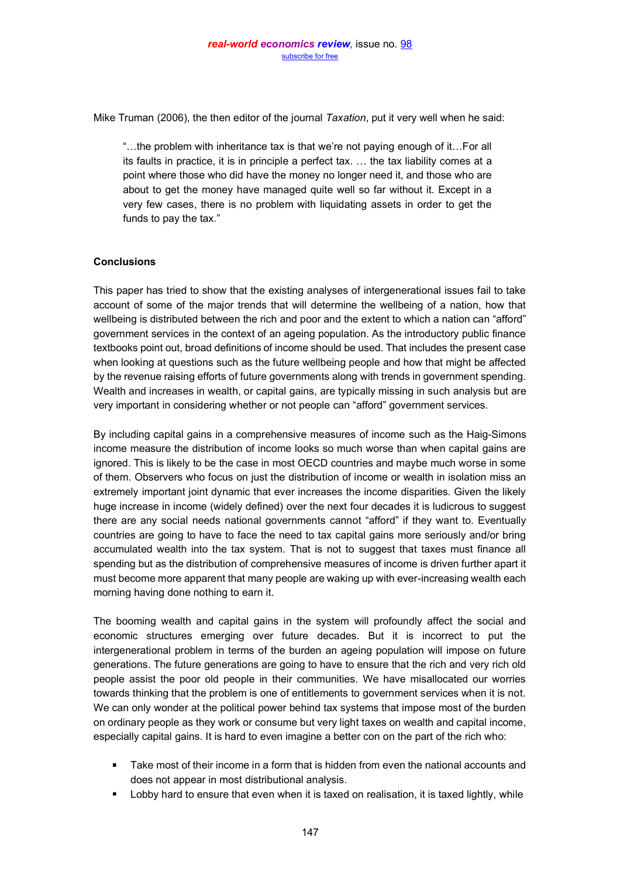Mike Truman (2006), the then editor of the journal *Taxation*, put it very well when he said:

> "…the problem with inheritance tax is that we're not paying enough of it…For all its faults in practice, it is in principle a perfect tax. … the tax liability comes at a point where those who did have the money no longer need it, and those who are about to get the money have managed quite well so far without it. Except in a very few cases, there is no problem with liquidating assets in order to get the funds to pay the tax."

**Conclusions**

This paper has tried to show that the existing analyses of intergenerational issues fail to take account of some of the major trends that will determine the wellbeing of a nation, how that wellbeing is distributed between the rich and poor and the extent to which a nation can "afford" government services in the context of an ageing population. As the introductory public finance textbooks point out, broad definitions of income should be used. That includes the present case when looking at questions such as the future wellbeing people and how that might be affected by the revenue raising efforts of future governments along with trends in government spending. Wealth and increases in wealth, or capital gains, are typically missing in such analysis but are very important in considering whether or not people can "afford" government services.

By including capital gains in a comprehensive measures of income such as the Haig-Simons income measure the distribution of income looks so much worse than when capital gains are ignored. This is likely to be the case in most OECD countries and maybe much worse in some of them. Observers who focus on just the distribution of income or wealth in isolation miss an extremely important joint dynamic that ever increases the income disparities. Given the likely huge increase in income (widely defined) over the next four decades it is ludicrous to suggest there are any social needs national governments cannot "afford" if they want to. Eventually countries are going to have to face the need to tax capital gains more seriously and/or bring accumulated wealth into the tax system. That is not to suggest that taxes must finance all spending but as the distribution of comprehensive measures of income is driven further apart it must become more apparent that many people are waking up with ever-increasing wealth each morning having done nothing to earn it.

The booming wealth and capital gains in the system will profoundly affect the social and economic structures emerging over future decades. But it is incorrect to put the intergenerational problem in terms of the burden an ageing population will impose on future generations. The future generations are going to have to ensure that the rich and very rich old people assist the poor old people in their communities. We have misallocated our worries towards thinking that the problem is one of entitlements to government services when it is not. We can only wonder at the political power behind tax systems that impose most of the burden on ordinary people as they work or consume but very light taxes on wealth and capital income, especially capital gains. It is hard to even imagine a better con on the part of the rich who:

- Take most of their income in a form that is hidden from even the national accounts and does not appear in most distributional analysis.
- Lobby hard to ensure that even when it is taxed on realisation, it is taxed lightly, while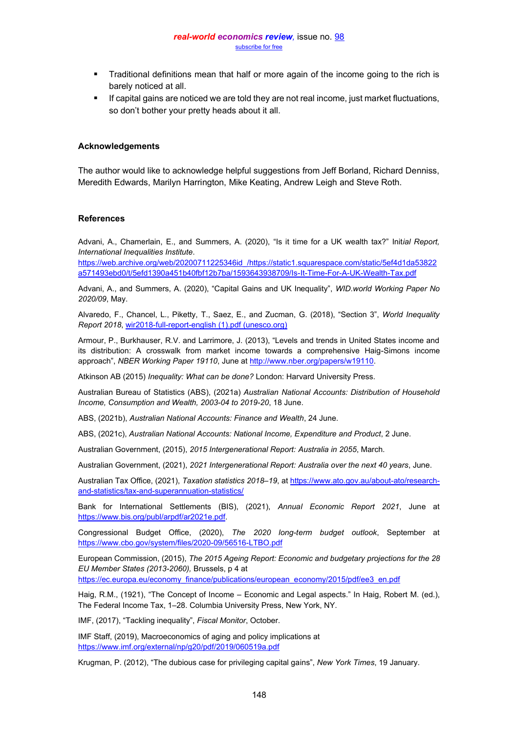- Traditional definitions mean that half or more again of the income going to the rich is barely noticed at all.
- If capital gains are noticed we are told they are not real income, just market fluctuations, so don't bother your pretty heads about it all.

### Acknowledgements

The author would like to acknowledge helpful suggestions from Jeff Borland, Richard Denniss, Meredith Edwards, Marilyn Harrington, Mike Keating, Andrew Leigh and Steve Roth.

### References

Advani, A., Chamerlain, E., and Summers, A. (2020), "Is it time for a UK wealth tax?" Init*ial Report, International Inequalities Institute*. https://web.archive.org/web/20200711225346id_/https://static1.squarespace.com/static/5ef4d1da53822a571493ebd0/t/5efd1390a451b40fbf12b7ba/1593643938709/Is-It-Time-For-A-UK-Wealth-Tax.pdf

Advani, A., and Summers, A. (2020), "Capital Gains and UK Inequality", *WID.world Working Paper No 2020/09*, May.

Alvaredo, F., Chancel, L., Piketty, T., Saez, E., and Zucman, G. (2018), "Section 3", *World Inequality Report 2018*, wir2018-full-report-english (1).pdf (unesco.org)

Armour, P., Burkhauser, R.V. and Larrimore, J. (2013), "Levels and trends in United States income and its distribution: A crosswalk from market income towards a comprehensive Haig-Simons income approach", *NBER Working Paper 19110*, June at http://www.nber.org/papers/w19110.

Atkinson AB (2015) *Inequality: What can be done?* London: Harvard University Press.

Australian Bureau of Statistics (ABS), (2021a) *Australian National Accounts: Distribution of Household Income, Consumption and Wealth, 2003-04 to 2019-20*, 18 June.

ABS, (2021b), *Australian National Accounts: Finance and Wealth*, 24 June.

ABS, (2021c), *Australian National Accounts: National Income, Expenditure and Product*, 2 June.

Australian Government, (2015), *2015 Intergenerational Report: Australia in 2055*, March.

Australian Government, (2021), *2021 Intergenerational Report: Australia over the next 40 years*, June.

Australian Tax Office, (2021), *Taxation statistics 2018–19*, at https://www.ato.gov.au/about-ato/research-and-statistics/tax-and-superannuation-statistics/

Bank for International Settlements (BIS), (2021), *Annual Economic Report 2021*, June at https://www.bis.org/publ/arpdf/ar2021e.pdf.

Congressional Budget Office, (2020), *The 2020 long-term budget outlook*, September at https://www.cbo.gov/system/files/2020-09/56516-LTBO.pdf

European Commission, (2015), *The 2015 Ageing Report: Economic and budgetary projections for the 28 EU Member States (2013-2060),* Brussels, p 4 at https://ec.europa.eu/economy_finance/publications/european_economy/2015/pdf/ee3_en.pdf

Haig, R.M., (1921), "The Concept of Income – Economic and Legal aspects." In Haig, Robert M. (ed.), The Federal Income Tax, 1–28. Columbia University Press, New York, NY.

IMF, (2017), "Tackling inequality", *Fiscal Monitor*, October.

IMF Staff, (2019), Macroeconomics of aging and policy implications at https://www.imf.org/external/np/g20/pdf/2019/060519a.pdf

Krugman, P. (2012), "The dubious case for privileging capital gains", *New York Times*, 19 January.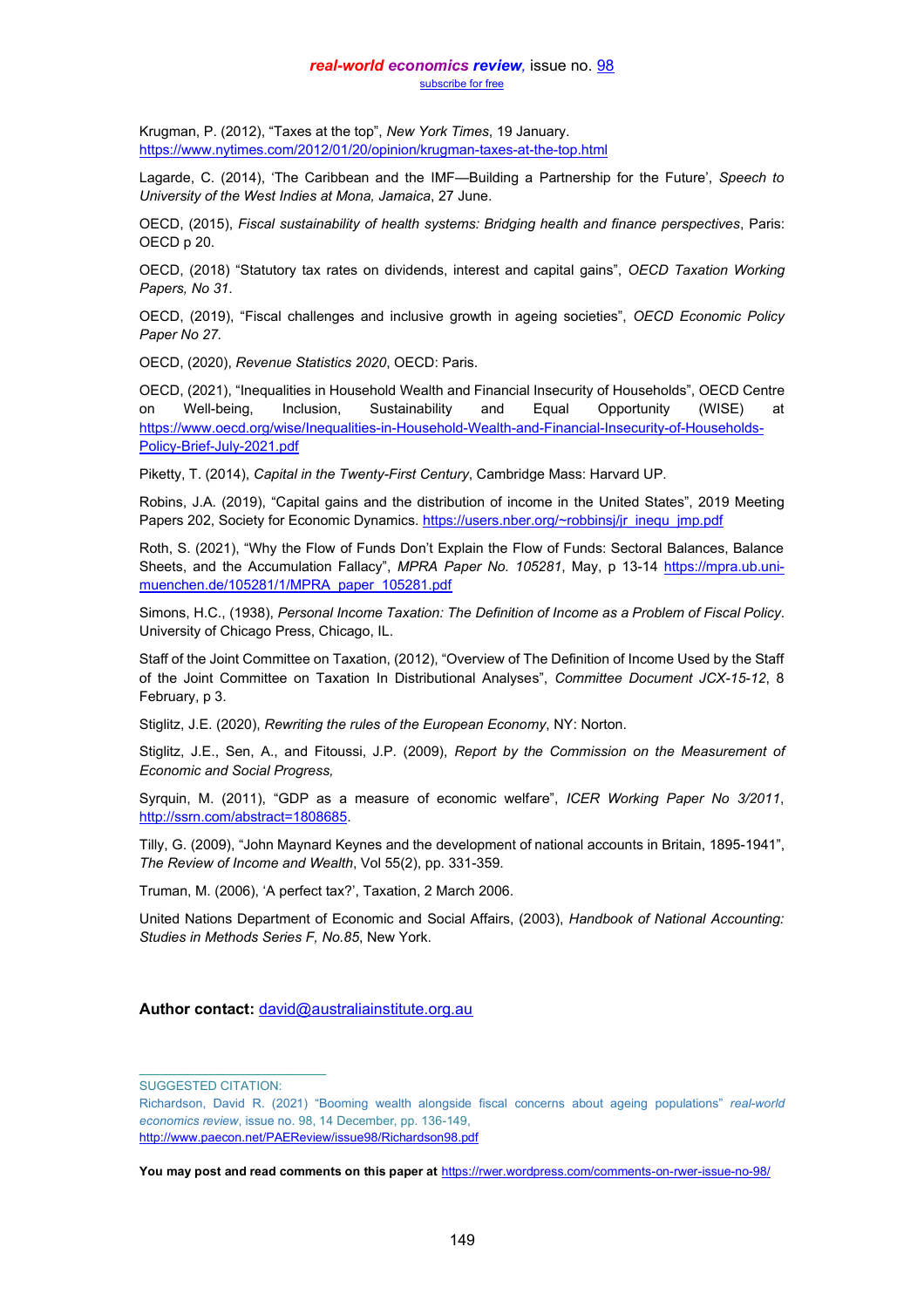Krugman, P. (2012), "Taxes at the top", *New York Times*, 19 January. https://www.nytimes.com/2012/01/20/opinion/krugman-taxes-at-the-top.html

Lagarde, C. (2014), 'The Caribbean and the IMF—Building a Partnership for the Future', *Speech to University of the West Indies at Mona, Jamaica*, 27 June.

OECD, (2015), *Fiscal sustainability of health systems: Bridging health and finance perspectives*, Paris: OECD p 20.

OECD, (2018) "Statutory tax rates on dividends, interest and capital gains", *OECD Taxation Working Papers, No 31*.

OECD, (2019), "Fiscal challenges and inclusive growth in ageing societies", *OECD Economic Policy Paper No 27.*

OECD, (2020), *Revenue Statistics 2020*, OECD: Paris.

OECD, (2021), "Inequalities in Household Wealth and Financial Insecurity of Households", OECD Centre on Well-being, Inclusion, Sustainability and Equal Opportunity (WISE) at https://www.oecd.org/wise/Inequalities-in-Household-Wealth-and-Financial-Insecurity-of-Households-Policy-Brief-July-2021.pdf

Piketty, T. (2014), *Capital in the Twenty-First Century*, Cambridge Mass: Harvard UP.

Robins, J.A. (2019), "Capital gains and the distribution of income in the United States", 2019 Meeting Papers 202, Society for Economic Dynamics. https://users.nber.org/~robbinsj/jr_inequ_jmp.pdf

Roth, S. (2021), "Why the Flow of Funds Don't Explain the Flow of Funds: Sectoral Balances, Balance Sheets, and the Accumulation Fallacy", *MPRA Paper No. 105281*, May, p 13-14 https://mpra.ub.uni-muenchen.de/105281/1/MPRA_paper_105281.pdf

Simons, H.C., (1938), *Personal Income Taxation: The Definition of Income as a Problem of Fiscal Policy*. University of Chicago Press, Chicago, IL.

Staff of the Joint Committee on Taxation, (2012), "Overview of The Definition of Income Used by the Staff of the Joint Committee on Taxation In Distributional Analyses", *Committee Document JCX-15-12*, 8 February, p 3.

Stiglitz, J.E. (2020), *Rewriting the rules of the European Economy*, NY: Norton.

Stiglitz, J.E., Sen, A., and Fitoussi, J.P. (2009), *Report by the Commission on the Measurement of Economic and Social Progress,*

Syrquin, M. (2011), "GDP as a measure of economic welfare", *ICER Working Paper No 3/2011*, http://ssrn.com/abstract=1808685.

Tilly, G. (2009), "John Maynard Keynes and the development of national accounts in Britain, 1895-1941", *The Review of Income and Wealth*, Vol 55(2), pp. 331-359.

Truman, M. (2006), 'A perfect tax?', Taxation, 2 March 2006.

United Nations Department of Economic and Social Affairs, (2003), *Handbook of National Accounting: Studies in Methods Series F, No.85*, New York.

**Author contact:** david@australiainstitute.org.au

---

SUGGESTED CITATION:
Richardson, David R. (2021) "Booming wealth alongside fiscal concerns about ageing populations" *real-world economics review*, issue no. 98, 14 December, pp. 136-149, http://www.paecon.net/PAEReview/issue98/Richardson98.pdf

**You may post and read comments on this paper at** https://rwer.wordpress.com/comments-on-rwer-issue-no-98/